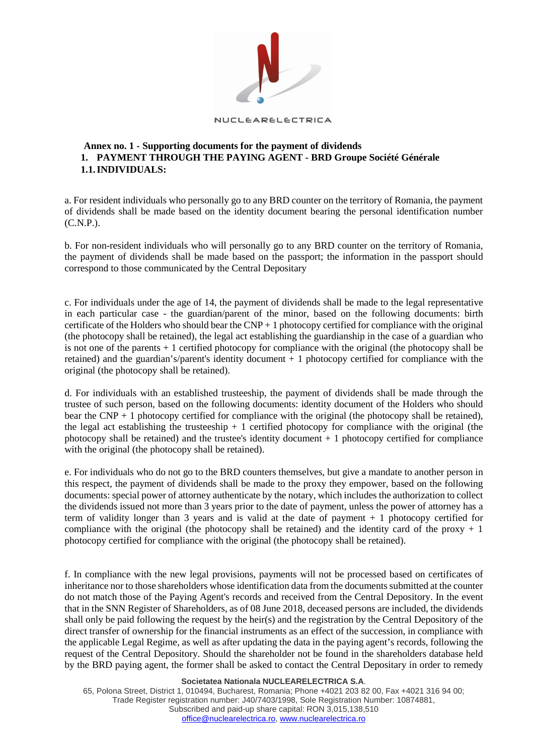NUCLEARELECTRICA

**Annex no. 1 - Supporting documents for the payment of dividends**

**1. PAYMENT THROUGH THE PAYING AGENT - BRD Groupe Société Générale**

**1.1. INDIVIDUALS:**

a. For resident individuals who personally go to any BRD counter on the territory of Romania, the payment of dividends shall be made based on the identity document bearing the personal identification number (C.N.P.).

b. For non-resident individuals who will personally go to any BRD counter on the territory of Romania, the payment of dividends shall be made based on the passport; the information in the passport should correspond to those communicated by the Central Depositary

c. For individuals under the age of 14, the payment of dividends shall be made to the legal representative in each particular case - the guardian/parent of the minor, based on the following documents: birth certificate of the Holders who should bear the CNP + 1 photocopy certified for compliance with the original (the photocopy shall be retained), the legal act establishing the guardianship in the case of a guardian who is not one of the parents + 1 certified photocopy for compliance with the original (the photocopy shall be retained) and the guardian's/parent's identity document + 1 photocopy certified for compliance with the original (the photocopy shall be retained).

d. For individuals with an established trusteeship, the payment of dividends shall be made through the trustee of such person, based on the following documents: identity document of the Holders who should bear the CNP + 1 photocopy certified for compliance with the original (the photocopy shall be retained), the legal act establishing the trusteeship + 1 certified photocopy for compliance with the original (the photocopy shall be retained) and the trustee's identity document + 1 photocopy certified for compliance with the original (the photocopy shall be retained).

e. For individuals who do not go to the BRD counters themselves, but give a mandate to another person in this respect, the payment of dividends shall be made to the proxy they empower, based on the following documents: special power of attorney authenticate by the notary, which includes the authorization to collect the dividends issued not more than 3 years prior to the date of payment, unless the power of attorney has a term of validity longer than 3 years and is valid at the date of payment + 1 photocopy certified for compliance with the original (the photocopy shall be retained) and the identity card of the proxy + 1 photocopy certified for compliance with the original (the photocopy shall be retained).

f. In compliance with the new legal provisions, payments will not be processed based on certificates of inheritance nor to those shareholders whose identification data from the documents submitted at the counter do not match those of the Paying Agent's records and received from the Central Depository. In the event that in the SNN Register of Shareholders, as of 08 June 2018, deceased persons are included, the dividends shall only be paid following the request by the heir(s) and the registration by the Central Depository of the direct transfer of ownership for the financial instruments as an effect of the succession, in compliance with the applicable Legal Regime, as well as after updating the data in the paying agent's records, following the request of the Central Depository. Should the shareholder not be found in the shareholders database held by the BRD paying agent, the former shall be asked to contact the Central Depositary in order to remedy

**Societatea Nationala NUCLEARELECTRICA S.A.**
65, Polona Street, District 1, 010494, Bucharest, Romania; Phone +4021 203 82 00, Fax +4021 316 94 00;
Trade Register registration number: J40/7403/1998, Sole Registration Number: 10874881,
Subscribed and paid-up share capital: RON 3,015,138,510
office@nuclearelectrica.ro, www.nuclearelectrica.ro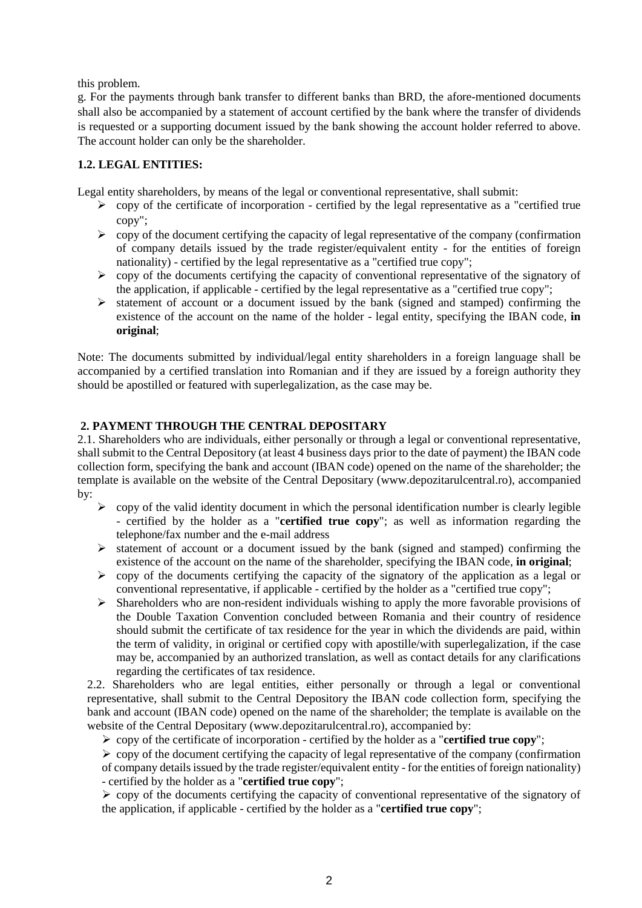this problem.

g. For the payments through bank transfer to different banks than BRD, the afore-mentioned documents shall also be accompanied by a statement of account certified by the bank where the transfer of dividends is requested or a supporting document issued by the bank showing the account holder referred to above. The account holder can only be the shareholder.

**1.2. LEGAL ENTITIES:**

Legal entity shareholders, by means of the legal or conventional representative, shall submit:

- copy of the certificate of incorporation - certified by the legal representative as a "certified true copy";
- copy of the document certifying the capacity of legal representative of the company (confirmation of company details issued by the trade register/equivalent entity - for the entities of foreign nationality) - certified by the legal representative as a "certified true copy";
- copy of the documents certifying the capacity of conventional representative of the signatory of the application, if applicable - certified by the legal representative as a "certified true copy";
- statement of account or a document issued by the bank (signed and stamped) confirming the existence of the account on the name of the holder - legal entity, specifying the IBAN code, **in original**;

Note: The documents submitted by individual/legal entity shareholders in a foreign language shall be accompanied by a certified translation into Romanian and if they are issued by a foreign authority they should be apostilled or featured with superlegalization, as the case may be.

**2. PAYMENT THROUGH THE CENTRAL DEPOSITARY**

2.1. Shareholders who are individuals, either personally or through a legal or conventional representative, shall submit to the Central Depository (at least 4 business days prior to the date of payment) the IBAN code collection form, specifying the bank and account (IBAN code) opened on the name of the shareholder; the template is available on the website of the Central Depositary (www.depozitarulcentral.ro), accompanied by:

- copy of the valid identity document in which the personal identification number is clearly legible - certified by the holder as a "**certified true copy**"; as well as information regarding the telephone/fax number and the e-mail address
- statement of account or a document issued by the bank (signed and stamped) confirming the existence of the account on the name of the shareholder, specifying the IBAN code, **in original**;
- copy of the documents certifying the capacity of the signatory of the application as a legal or conventional representative, if applicable - certified by the holder as a "certified true copy";
- Shareholders who are non-resident individuals wishing to apply the more favorable provisions of the Double Taxation Convention concluded between Romania and their country of residence should submit the certificate of tax residence for the year in which the dividends are paid, within the term of validity, in original or certified copy with apostille/with superlegalization, if the case may be, accompanied by an authorized translation, as well as contact details for any clarifications regarding the certificates of tax residence.

2.2. Shareholders who are legal entities, either personally or through a legal or conventional representative, shall submit to the Central Depository the IBAN code collection form, specifying the bank and account (IBAN code) opened on the name of the shareholder; the template is available on the website of the Central Depositary (www.depozitarulcentral.ro), accompanied by:

- copy of the certificate of incorporation - certified by the holder as a "**certified true copy**";
- copy of the document certifying the capacity of legal representative of the company (confirmation of company details issued by the trade register/equivalent entity - for the entities of foreign nationality) - certified by the holder as a "**certified true copy**";
- copy of the documents certifying the capacity of conventional representative of the signatory of the application, if applicable - certified by the holder as a "**certified true copy**";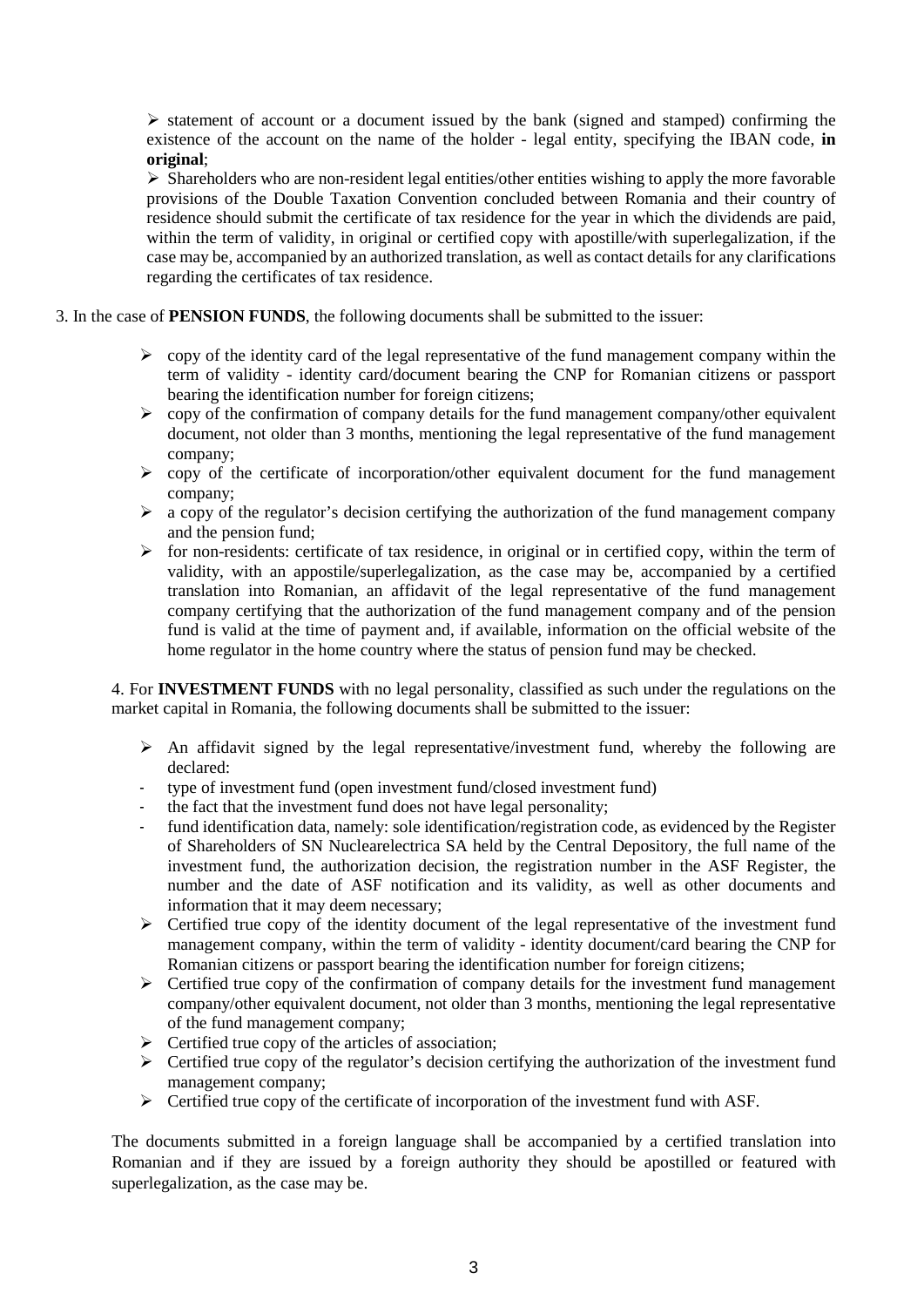- statement of account or a document issued by the bank (signed and stamped) confirming the existence of the account on the name of the holder - legal entity, specifying the IBAN code, **in original**;
- Shareholders who are non-resident legal entities/other entities wishing to apply the more favorable provisions of the Double Taxation Convention concluded between Romania and their country of residence should submit the certificate of tax residence for the year in which the dividends are paid, within the term of validity, in original or certified copy with apostille/with superlegalization, if the case may be, accompanied by an authorized translation, as well as contact details for any clarifications regarding the certificates of tax residence.

3. In the case of **PENSION FUNDS**, the following documents shall be submitted to the issuer:

- copy of the identity card of the legal representative of the fund management company within the term of validity - identity card/document bearing the CNP for Romanian citizens or passport bearing the identification number for foreign citizens;
- copy of the confirmation of company details for the fund management company/other equivalent document, not older than 3 months, mentioning the legal representative of the fund management company;
- copy of the certificate of incorporation/other equivalent document for the fund management company;
- a copy of the regulator's decision certifying the authorization of the fund management company and the pension fund;
- for non-residents: certificate of tax residence, in original or in certified copy, within the term of validity, with an appostile/superlegalization, as the case may be, accompanied by a certified translation into Romanian, an affidavit of the legal representative of the fund management company certifying that the authorization of the fund management company and of the pension fund is valid at the time of payment and, if available, information on the official website of the home regulator in the home country where the status of pension fund may be checked.

4. For **INVESTMENT FUNDS** with no legal personality, classified as such under the regulations on the market capital in Romania, the following documents shall be submitted to the issuer:

- An affidavit signed by the legal representative/investment fund, whereby the following are declared:
  - type of investment fund (open investment fund/closed investment fund)
  - the fact that the investment fund does not have legal personality;
  - fund identification data, namely: sole identification/registration code, as evidenced by the Register of Shareholders of SN Nuclearelectrica SA held by the Central Depository, the full name of the investment fund, the authorization decision, the registration number in the ASF Register, the number and the date of ASF notification and its validity, as well as other documents and information that it may deem necessary;
- Certified true copy of the identity document of the legal representative of the investment fund management company, within the term of validity - identity document/card bearing the CNP for Romanian citizens or passport bearing the identification number for foreign citizens;
- Certified true copy of the confirmation of company details for the investment fund management company/other equivalent document, not older than 3 months, mentioning the legal representative of the fund management company;
- Certified true copy of the articles of association;
- Certified true copy of the regulator's decision certifying the authorization of the investment fund management company;
- Certified true copy of the certificate of incorporation of the investment fund with ASF.

The documents submitted in a foreign language shall be accompanied by a certified translation into Romanian and if they are issued by a foreign authority they should be apostilled or featured with superlegalization, as the case may be.